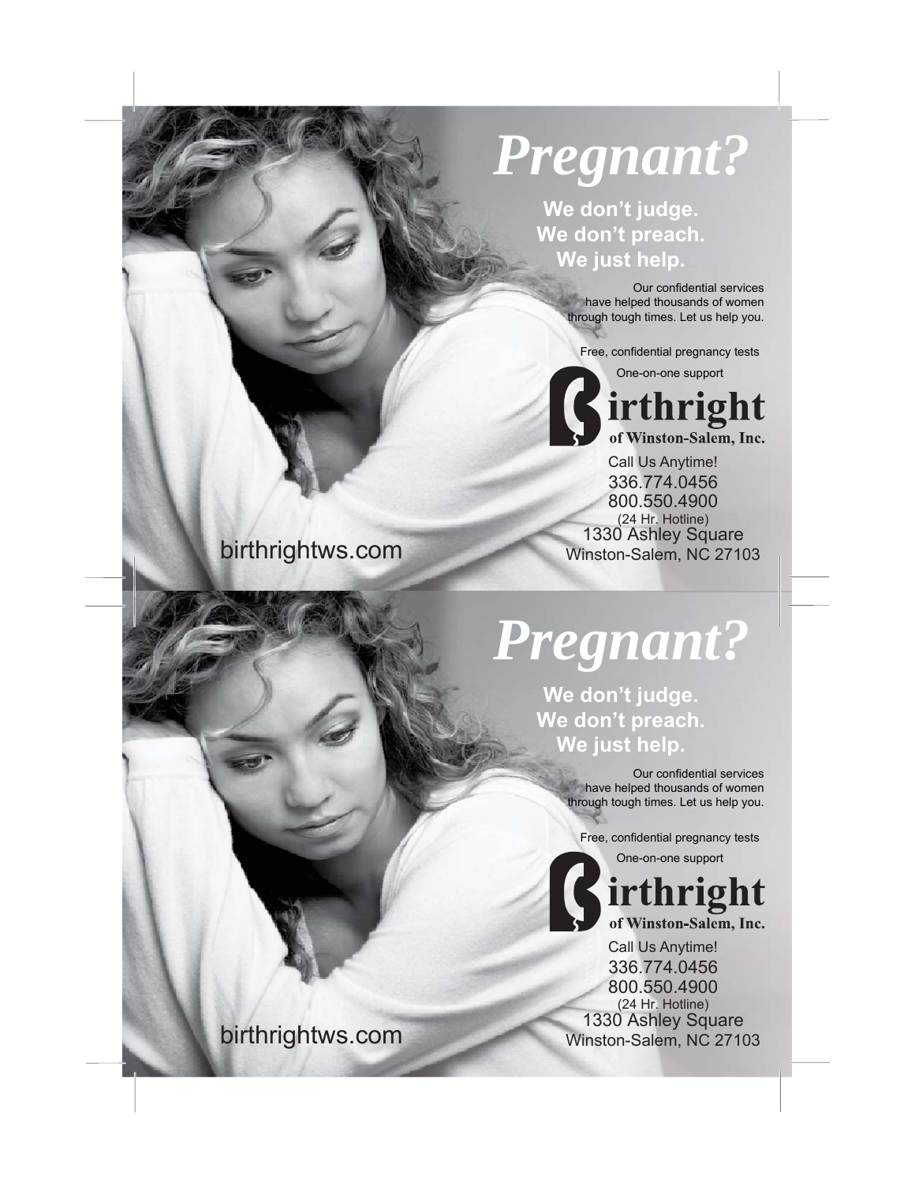# *Pregnant?*

**We don't judge.**
**We don't preach.**
**We just help.**

Our confidential services have helped thousands of women through tough times. Let us help you.

Free, confidential pregnancy tests

One-on-one support

**Birthright**
**of Winston-Salem, Inc.**

Call Us Anytime!
336.774.0456
800.550.4900
(24 Hr. Hotline)
1330 Ashley Square
Winston-Salem, NC 27103

birthrightws.com

# *Pregnant?*

**We don't judge.**
**We don't preach.**
**We just help.**

Our confidential services have helped thousands of women through tough times. Let us help you.

Free, confidential pregnancy tests

One-on-one support

**Birthright**
**of Winston-Salem, Inc.**

Call Us Anytime!
336.774.0456
800.550.4900
(24 Hr. Hotline)
1330 Ashley Square
Winston-Salem, NC 27103

birthrightws.com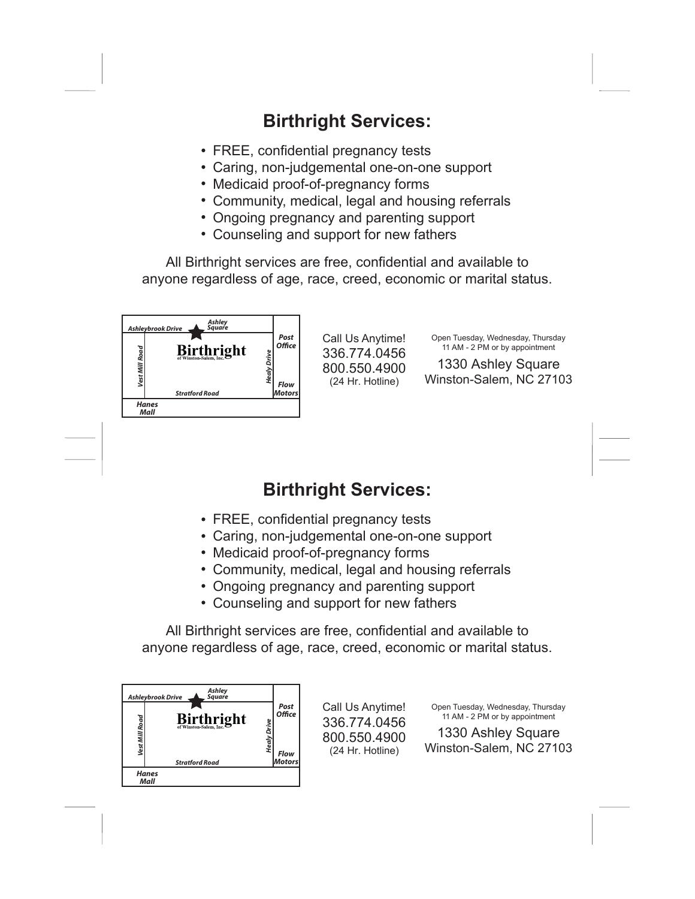## Birthright Services:

- FREE, confidential pregnancy tests
- Caring, non-judgemental one-on-one support
- Medicaid proof-of-pregnancy forms
- Community, medical, legal and housing referrals
- Ongoing pregnancy and parenting support
- Counseling and support for new fathers

All Birthright services are free, confidential and available to anyone regardless of age, race, creed, economic or marital status.

Ashleybrook Drive
Ashley Square
Post Office
Birthright
of Winston-Salem, Inc.
Vest Mill Road
Healy Drive
Stratford Road
Flow Motors
Hanes Mall

Call Us Anytime!
336.774.0456
800.550.4900
(24 Hr. Hotline)

Open Tuesday, Wednesday, Thursday
11 AM - 2 PM or by appointment

1330 Ashley Square
Winston-Salem, NC 27103

## Birthright Services:

- FREE, confidential pregnancy tests
- Caring, non-judgemental one-on-one support
- Medicaid proof-of-pregnancy forms
- Community, medical, legal and housing referrals
- Ongoing pregnancy and parenting support
- Counseling and support for new fathers

All Birthright services are free, confidential and available to anyone regardless of age, race, creed, economic or marital status.

Ashleybrook Drive
Ashley Square
Post Office
Birthright
of Winston-Salem, Inc.
Vest Mill Road
Healy Drive
Stratford Road
Flow Motors
Hanes Mall

Call Us Anytime!
336.774.0456
800.550.4900
(24 Hr. Hotline)

Open Tuesday, Wednesday, Thursday
11 AM - 2 PM or by appointment

1330 Ashley Square
Winston-Salem, NC 27103